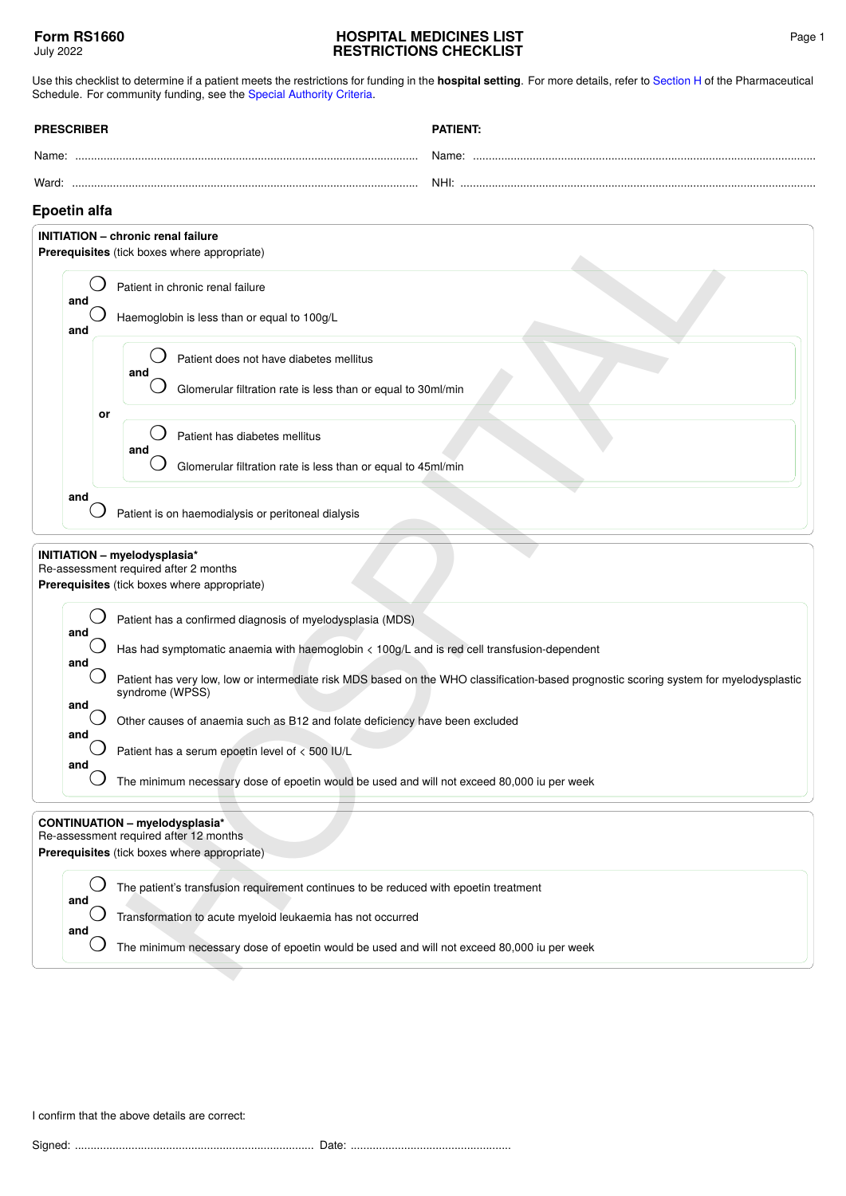**Form RS1660**
July 2022

# HOSPITAL MEDICINES LIST RESTRICTIONS CHECKLIST

Use this checklist to determine if a patient meets the restrictions for funding in the **hospital setting**. For more details, refer to Section H of the Pharmaceutical Schedule. For community funding, see the Special Authority Criteria.

**PRESCRIBER**

Name: ..........................................................................................................

Ward: ..........................................................................................................

**PATIENT:**

Name: ..........................................................................................................

NHI: ..........................................................................................................

## Epoetin alfa

### INITIATION – chronic renal failure

**Prerequisites** (tick boxes where appropriate)

- ◯ Patient in chronic renal failure
- **and** ◯ Haemoglobin is less than or equal to 100g/L
- **and**
  - ◯ Patient does not have diabetes mellitus
  - **and** ◯ Glomerular filtration rate is less than or equal to 30ml/min
  - **or**
  - ◯ Patient has diabetes mellitus
  - **and** ◯ Glomerular filtration rate is less than or equal to 45ml/min
- **and** ◯ Patient is on haemodialysis or peritoneal dialysis

### INITIATION – myelodysplasia*

Re-assessment required after 2 months

**Prerequisites** (tick boxes where appropriate)

- ◯ Patient has a confirmed diagnosis of myelodysplasia (MDS)
- **and** ◯ Has had symptomatic anaemia with haemoglobin < 100g/L and is red cell transfusion-dependent
- **and** ◯ Patient has very low, low or intermediate risk MDS based on the WHO classification-based prognostic scoring system for myelodysplastic syndrome (WPSS)
- **and** ◯ Other causes of anaemia such as B12 and folate deficiency have been excluded
- **and** ◯ Patient has a serum epoetin level of < 500 IU/L
- **and** ◯ The minimum necessary dose of epoetin would be used and will not exceed 80,000 iu per week

### CONTINUATION – myelodysplasia*

Re-assessment required after 12 months

**Prerequisites** (tick boxes where appropriate)

- ◯ The patient's transfusion requirement continues to be reduced with epoetin treatment
- **and** ◯ Transformation to acute myeloid leukaemia has not occurred
- **and** ◯ The minimum necessary dose of epoetin would be used and will not exceed 80,000 iu per week

I confirm that the above details are correct:

Signed: .......................................................................... Date: ..................................................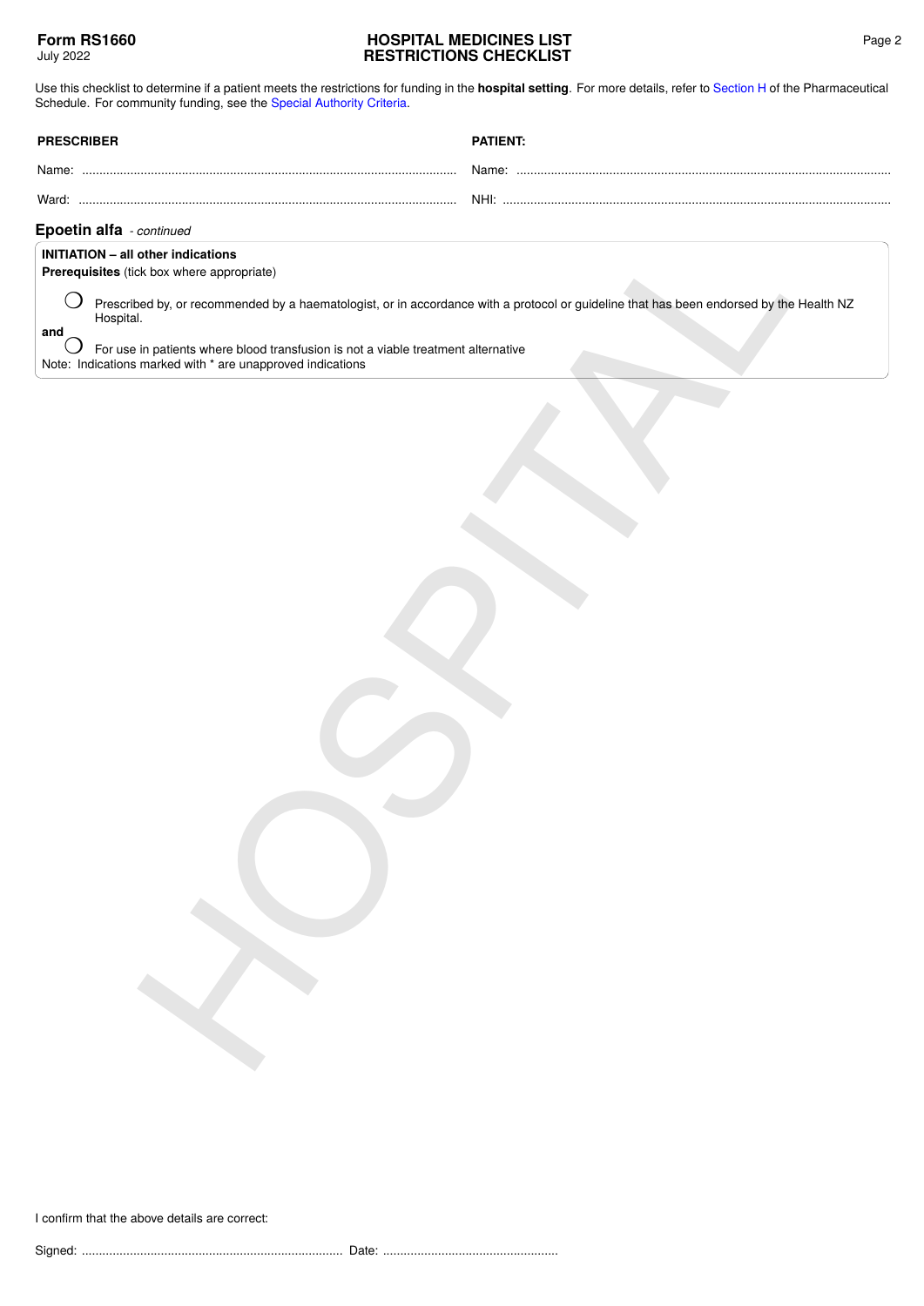**Form RS1660**
July 2022

**HOSPITAL MEDICINES LIST**
**RESTRICTIONS CHECKLIST**

Use this checklist to determine if a patient meets the restrictions for funding in the **hospital setting**. For more details, refer to Section H of the Pharmaceutical Schedule. For community funding, see the Special Authority Criteria.

| **PRESCRIBER** | **PATIENT:** |
|---|---|
| Name: ............................................ | Name: ............................................ |
| Ward: ............................................ | NHI: ............................................ |

## Epoetin alfa *- continued*

**INITIATION – all other indications**

**Prerequisites** (tick box where appropriate)

- ◯ Prescribed by, or recommended by a haematologist, or in accordance with a protocol or guideline that has been endorsed by the Health NZ Hospital.

**and**

- ◯ For use in patients where blood transfusion is not a viable treatment alternative

Note: Indications marked with * are unapproved indications

I confirm that the above details are correct:

Signed: ............................................ Date: ............................................